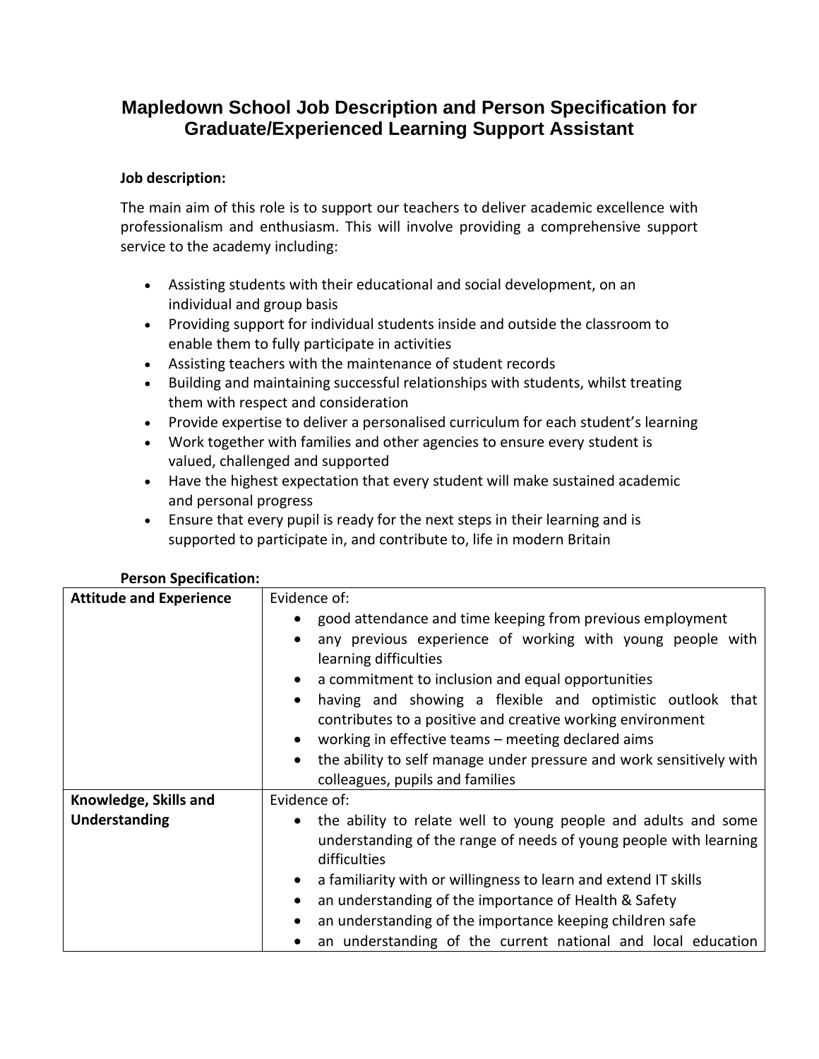# Mapledown School Job Description and Person Specification for Graduate/Experienced Learning Support Assistant

**Job description:**

The main aim of this role is to support our teachers to deliver academic excellence with professionalism and enthusiasm. This will involve providing a comprehensive support service to the academy including:

- Assisting students with their educational and social development, on an individual and group basis
- Providing support for individual students inside and outside the classroom to enable them to fully participate in activities
- Assisting teachers with the maintenance of student records
- Building and maintaining successful relationships with students, whilst treating them with respect and consideration
- Provide expertise to deliver a personalised curriculum for each student's learning
- Work together with families and other agencies to ensure every student is valued, challenged and supported
- Have the highest expectation that every student will make sustained academic and personal progress
- Ensure that every pupil is ready for the next steps in their learning and is supported to participate in, and contribute to, life in modern Britain

**Person Specification:**

| | |
|---|---|
| **Attitude and Experience** | Evidence of:<br>• good attendance and time keeping from previous employment<br>• any previous experience of working with young people with learning difficulties<br>• a commitment to inclusion and equal opportunities<br>• having and showing a flexible and optimistic outlook that contributes to a positive and creative working environment<br>• working in effective teams – meeting declared aims<br>• the ability to self manage under pressure and work sensitively with colleagues, pupils and families |
| **Knowledge, Skills and Understanding** | Evidence of:<br>• the ability to relate well to young people and adults and some understanding of the range of needs of young people with learning difficulties<br>• a familiarity with or willingness to learn and extend IT skills<br>• an understanding of the importance of Health & Safety<br>• an understanding of the importance keeping children safe<br>• an understanding of the current national and local education |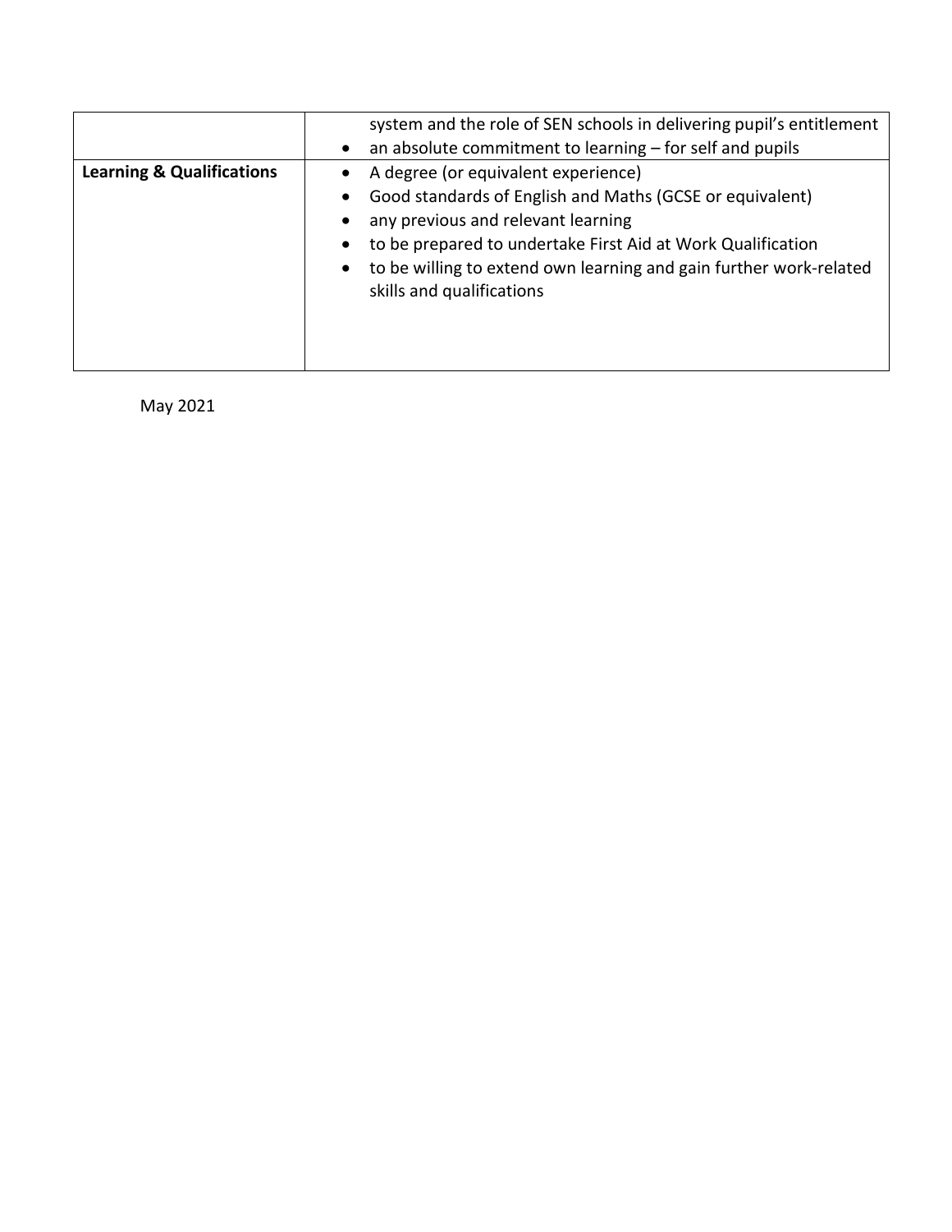| | |
|---|---|
| | system and the role of SEN schools in delivering pupil's entitlement<br>• an absolute commitment to learning – for self and pupils |
| **Learning & Qualifications** | • A degree (or equivalent experience)<br>• Good standards of English and Maths (GCSE or equivalent)<br>• any previous and relevant learning<br>• to be prepared to undertake First Aid at Work Qualification<br>• to be willing to extend own learning and gain further work-related skills and qualifications |

May 2021